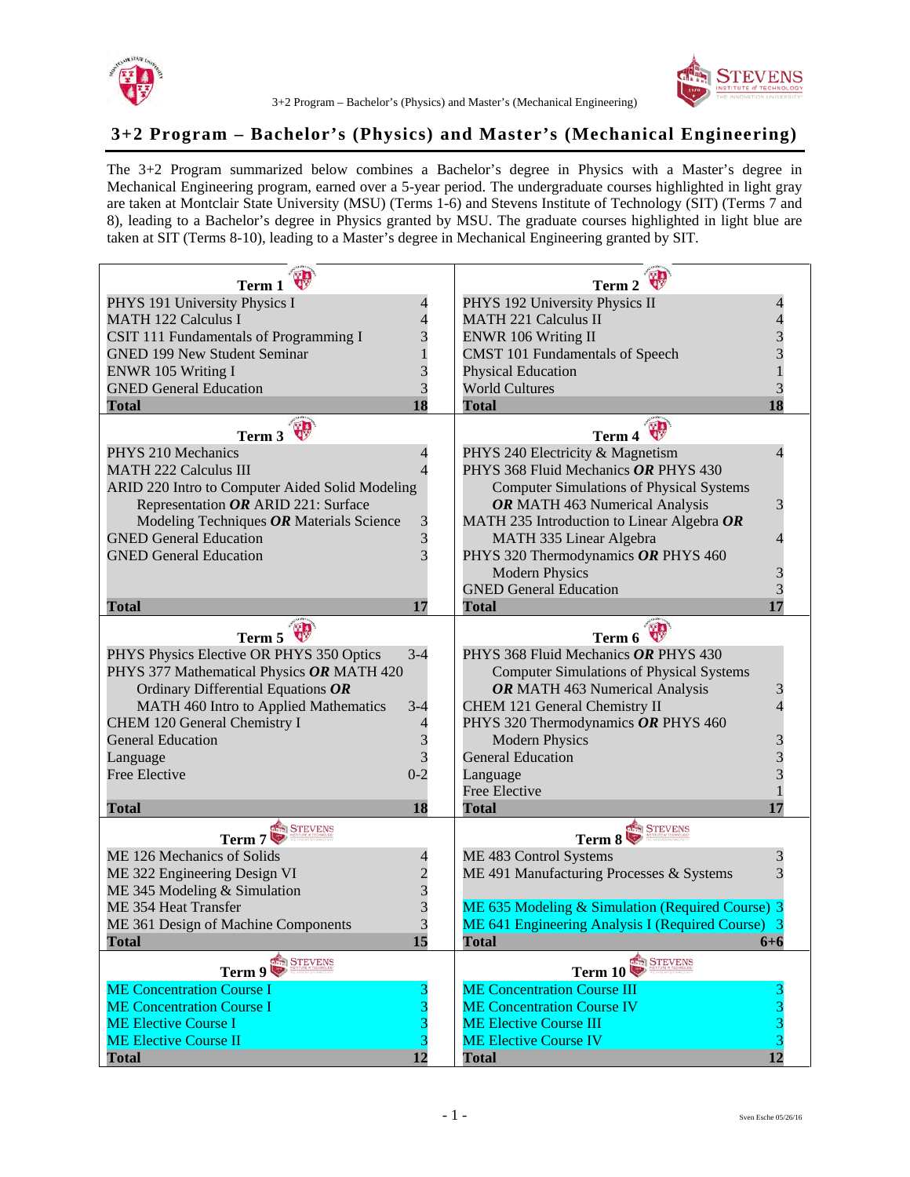# 3+2 Program – Bachelor's (Physics) and Master's (Mechanical Engineering)

The 3+2 Program summarized below combines a Bachelor's degree in Physics with a Master's degree in Mechanical Engineering program, earned over a 5-year period. The undergraduate courses highlighted in light gray are taken at Montclair State University (MSU) (Terms 1-6) and Stevens Institute of Technology (SIT) (Terms 7 and 8), leading to a Bachelor's degree in Physics granted by MSU. The graduate courses highlighted in light blue are taken at SIT (Terms 8-10), leading to a Master's degree in Mechanical Engineering granted by SIT.

| Term 1 | | Term 2 | |
|---|---|---|---|
| PHYS 191 University Physics I | 4 | PHYS 192 University Physics II | 4 |
| MATH 122 Calculus I | 4 | MATH 221 Calculus II | 4 |
| CSIT 111 Fundamentals of Programming I | 3 | ENWR 106 Writing II | 3 |
| GNED 199 New Student Seminar | 1 | CMST 101 Fundamentals of Speech | 3 |
| ENWR 105 Writing I | 3 | Physical Education | 1 |
| GNED General Education | 3 | World Cultures | 3 |
| **Total** | **18** | **Total** | **18** |

| Term 3 | | Term 4 | |
|---|---|---|---|
| PHYS 210 Mechanics | 4 | PHYS 240 Electricity & Magnetism | 4 |
| MATH 222 Calculus III | 4 | PHYS 368 Fluid Mechanics ***OR*** PHYS 430 Computer Simulations of Physical Systems ***OR*** MATH 463 Numerical Analysis | 3 |
| ARID 220 Intro to Computer Aided Solid Modeling Representation ***OR*** ARID 221: Surface Modeling Techniques ***OR*** Materials Science | 3 | MATH 235 Introduction to Linear Algebra ***OR*** MATH 335 Linear Algebra | 4 |
| GNED General Education | 3 | PHYS 320 Thermodynamics ***OR*** PHYS 460 Modern Physics | 3 |
| GNED General Education | 3 | GNED General Education | 3 |
| **Total** | **17** | **Total** | **17** |

| Term 5 | | Term 6 | |
|---|---|---|---|
| PHYS Physics Elective OR PHYS 350 Optics | 3-4 | PHYS 368 Fluid Mechanics ***OR*** PHYS 430 Computer Simulations of Physical Systems ***OR*** MATH 463 Numerical Analysis | 3 |
| PHYS 377 Mathematical Physics ***OR*** MATH 420 Ordinary Differential Equations ***OR*** MATH 460 Intro to Applied Mathematics | 3-4 | CHEM 121 General Chemistry II | 4 |
| CHEM 120 General Chemistry I | 4 | PHYS 320 Thermodynamics ***OR*** PHYS 460 Modern Physics | 3 |
| General Education | 3 | General Education | 3 |
| Language | 3 | Language | 3 |
| Free Elective | 0-2 | Free Elective | 1 |
| **Total** | **18** | **Total** | **17** |

| Term 7 | | Term 8 | |
|---|---|---|---|
| ME 126 Mechanics of Solids | 4 | ME 483 Control Systems | 3 |
| ME 322 Engineering Design VI | 2 | ME 491 Manufacturing Processes & Systems | 3 |
| ME 345 Modeling & Simulation | 3 | | |
| ME 354 Heat Transfer | 3 | ME 635 Modeling & Simulation (Required Course) | 3 |
| ME 361 Design of Machine Components | 3 | ME 641 Engineering Analysis I (Required Course) | 3 |
| **Total** | **15** | **Total** | **6+6** |

| Term 9 | | Term 10 | |
|---|---|---|---|
| ME Concentration Course I | 3 | ME Concentration Course III | 3 |
| ME Concentration Course I | 3 | ME Concentration Course IV | 3 |
| ME Elective Course I | 3 | ME Elective Course III | 3 |
| ME Elective Course II | 3 | ME Elective Course IV | 3 |
| **Total** | **12** | **Total** | **12** |

Sven Esche 05/26/16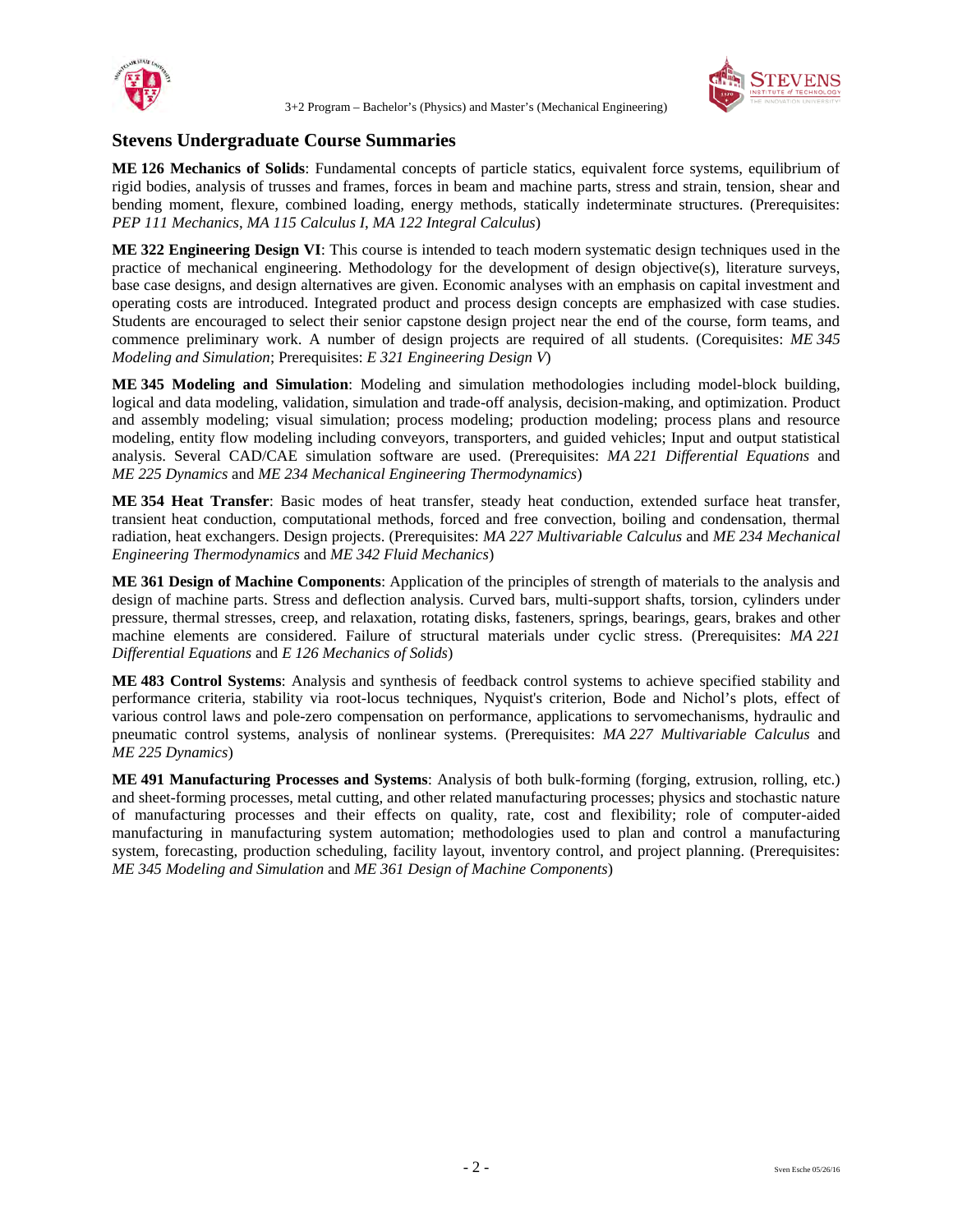## Stevens Undergraduate Course Summaries

**ME 126 Mechanics of Solids**: Fundamental concepts of particle statics, equivalent force systems, equilibrium of rigid bodies, analysis of trusses and frames, forces in beam and machine parts, stress and strain, tension, shear and bending moment, flexure, combined loading, energy methods, statically indeterminate structures. (Prerequisites: *PEP 111 Mechanics*, *MA 115 Calculus I*, *MA 122 Integral Calculus*)

**ME 322 Engineering Design VI**: This course is intended to teach modern systematic design techniques used in the practice of mechanical engineering. Methodology for the development of design objective(s), literature surveys, base case designs, and design alternatives are given. Economic analyses with an emphasis on capital investment and operating costs are introduced. Integrated product and process design concepts are emphasized with case studies. Students are encouraged to select their senior capstone design project near the end of the course, form teams, and commence preliminary work. A number of design projects are required of all students. (Corequisites: *ME 345 Modeling and Simulation*; Prerequisites: *E 321 Engineering Design V*)

**ME 345 Modeling and Simulation**: Modeling and simulation methodologies including model-block building, logical and data modeling, validation, simulation and trade-off analysis, decision-making, and optimization. Product and assembly modeling; visual simulation; process modeling; production modeling; process plans and resource modeling, entity flow modeling including conveyors, transporters, and guided vehicles; Input and output statistical analysis. Several CAD/CAE simulation software are used. (Prerequisites: *MA 221 Differential Equations* and *ME 225 Dynamics* and *ME 234 Mechanical Engineering Thermodynamics*)

**ME 354 Heat Transfer**: Basic modes of heat transfer, steady heat conduction, extended surface heat transfer, transient heat conduction, computational methods, forced and free convection, boiling and condensation, thermal radiation, heat exchangers. Design projects. (Prerequisites: *MA 227 Multivariable Calculus* and *ME 234 Mechanical Engineering Thermodynamics* and *ME 342 Fluid Mechanics*)

**ME 361 Design of Machine Components**: Application of the principles of strength of materials to the analysis and design of machine parts. Stress and deflection analysis. Curved bars, multi-support shafts, torsion, cylinders under pressure, thermal stresses, creep, and relaxation, rotating disks, fasteners, springs, bearings, gears, brakes and other machine elements are considered. Failure of structural materials under cyclic stress. (Prerequisites: *MA 221 Differential Equations* and *E 126 Mechanics of Solids*)

**ME 483 Control Systems**: Analysis and synthesis of feedback control systems to achieve specified stability and performance criteria, stability via root-locus techniques, Nyquist's criterion, Bode and Nichol's plots, effect of various control laws and pole-zero compensation on performance, applications to servomechanisms, hydraulic and pneumatic control systems, analysis of nonlinear systems. (Prerequisites: *MA 227 Multivariable Calculus* and *ME 225 Dynamics*)

**ME 491 Manufacturing Processes and Systems**: Analysis of both bulk-forming (forging, extrusion, rolling, etc.) and sheet-forming processes, metal cutting, and other related manufacturing processes; physics and stochastic nature of manufacturing processes and their effects on quality, rate, cost and flexibility; role of computer-aided manufacturing in manufacturing system automation; methodologies used to plan and control a manufacturing system, forecasting, production scheduling, facility layout, inventory control, and project planning. (Prerequisites: *ME 345 Modeling and Simulation* and *ME 361 Design of Machine Components*)